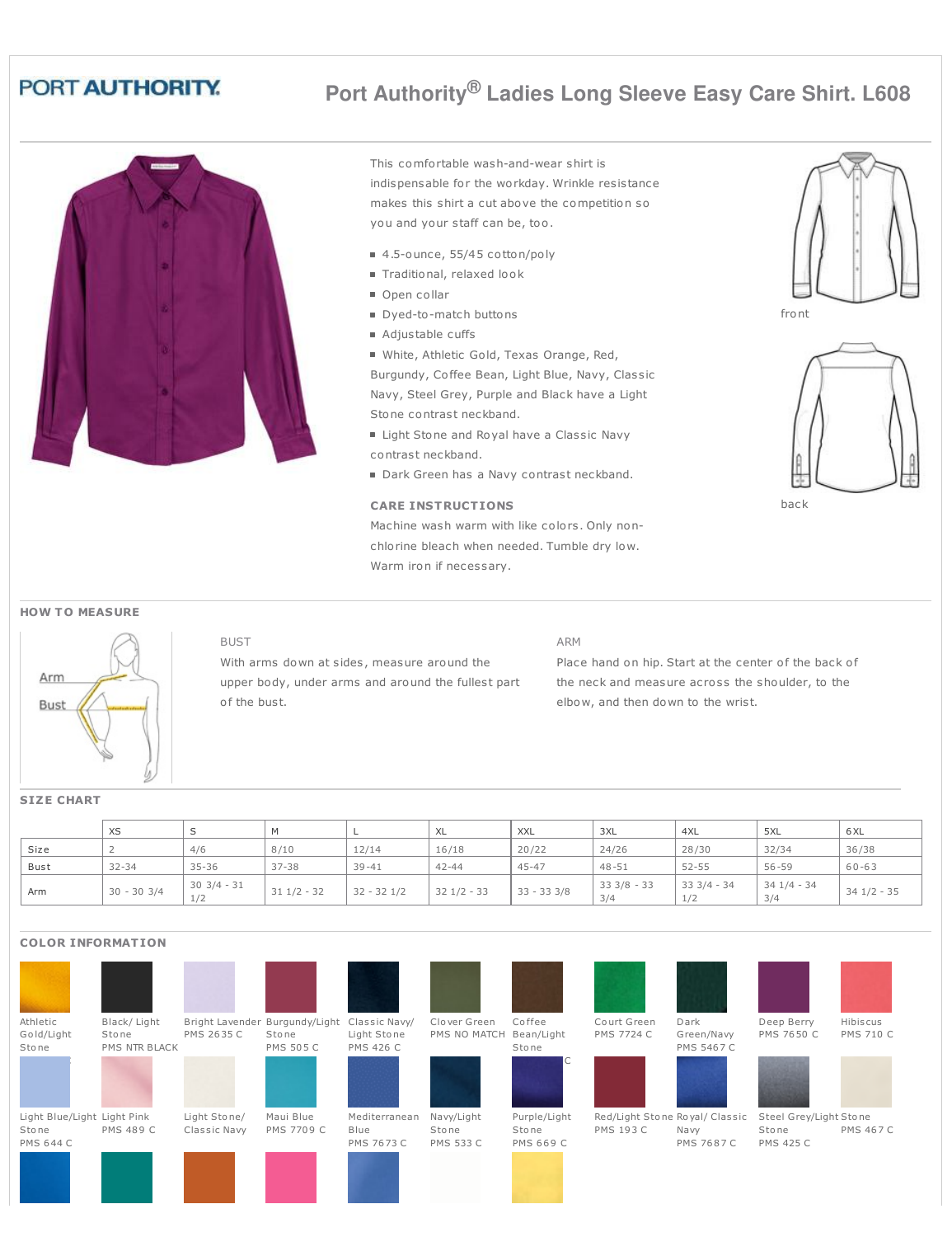# PORT AUTHORITY

# Port Authority® Ladies Long Sleeve Easy Care Shirt. L608

This comfortable wash-and-wear shirt is indispensable for the workday. Wrinkle resistance makes this shirt a cut above the competition so you and your staff can be, too.

- 4.5-ounce, 55/45 cotton/poly
- Traditional, relaxed look
- Open collar
- Dyed-to-match buttons
- Adjustable cuffs
- White, Athletic Gold, Texas Orange, Red, Burgundy, Coffee Bean, Light Blue, Navy, Classic Navy, Steel Grey, Purple and Black have a Light Stone contrast neckband.
- Light Stone and Royal have a Classic Navy contrast neckband.
- Dark Green has a Navy contrast neckband.

front

back

## CARE INSTRUCTIONS

Machine wash warm with like colors. Only non-chlorine bleach when needed. Tumble dry low. Warm iron if necessary.

## HOW TO MEASURE

Arm

Bust

**BUST**

With arms down at sides, measure around the upper body, under arms and around the fullest part of the bust.

**ARM**

Place hand on hip. Start at the center of the back of the neck and measure across the shoulder, to the elbow, and then down to the wrist.

## SIZE CHART

| | XS | S | M | L | XL | XXL | 3XL | 4XL | 5XL | 6XL |
|---|---|---|---|---|---|---|---|---|---|---|
| Size | 2 | 4/6 | 8/10 | 12/14 | 16/18 | 20/22 | 24/26 | 28/30 | 32/34 | 36/38 |
| Bust | 32-34 | 35-36 | 37-38 | 39-41 | 42-44 | 45-47 | 48-51 | 52-55 | 56-59 | 60-63 |
| Arm | 30 - 30 3/4 | 30 3/4 - 31 1/2 | 31 1/2 - 32 | 32 - 32 1/2 | 32 1/2 - 33 | 33 - 33 3/8 | 33 3/8 - 33 3/4 | 33 3/4 - 34 1/2 | 34 1/4 - 34 3/4 | 34 1/2 - 35 |

## COLOR INFORMATION

Athletic Gold/Light Stone

Black/ Light Stone
PMS NTR BLACK

Bright Lavender
PMS 2635 C

Burgundy/Light Stone
PMS 505 C

Classic Navy/ Light Stone
PMS 426 C

Clover Green
PMS NO MATCH

Coffee Bean/Light Stone

Court Green
PMS 7724 C

Dark Green/Navy
PMS 5467 C

Deep Berry
PMS 7650 C

Hibiscus
PMS 710 C

Light Blue/Light Stone
PMS 644 C

Light Pink
PMS 489 C

Light Stone/ Classic Navy

Maui Blue
PMS 7709 C

Mediterranean Blue
PMS 7673 C

Navy/Light Stone
PMS 533 C

Purple/Light Stone
PMS 669 C

Red/Light Stone
PMS 193 C

Royal/ Classic Navy
PMS 7687 C

Steel Grey/Light Stone
PMS 425 C

Stone
PMS 467 C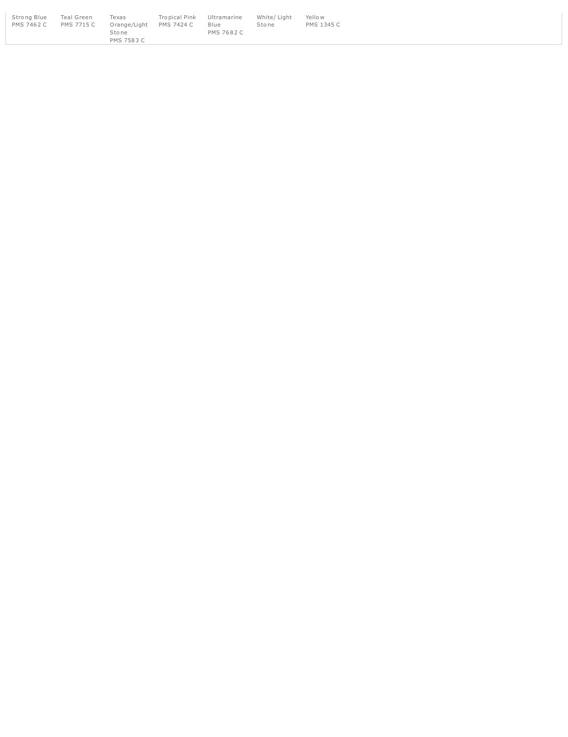| | | | | | | |
|---|---|---|---|---|---|---|
| Strong Blue<br>PMS 7462 C | Teal Green<br>PMS 7715 C | Texas Orange/Light Stone<br>PMS 7583 C | Tropical Pink<br>PMS 7424 C | Ultramarine Blue<br>PMS 7682 C | White/ Light Stone | Yellow<br>PMS 1345 C |